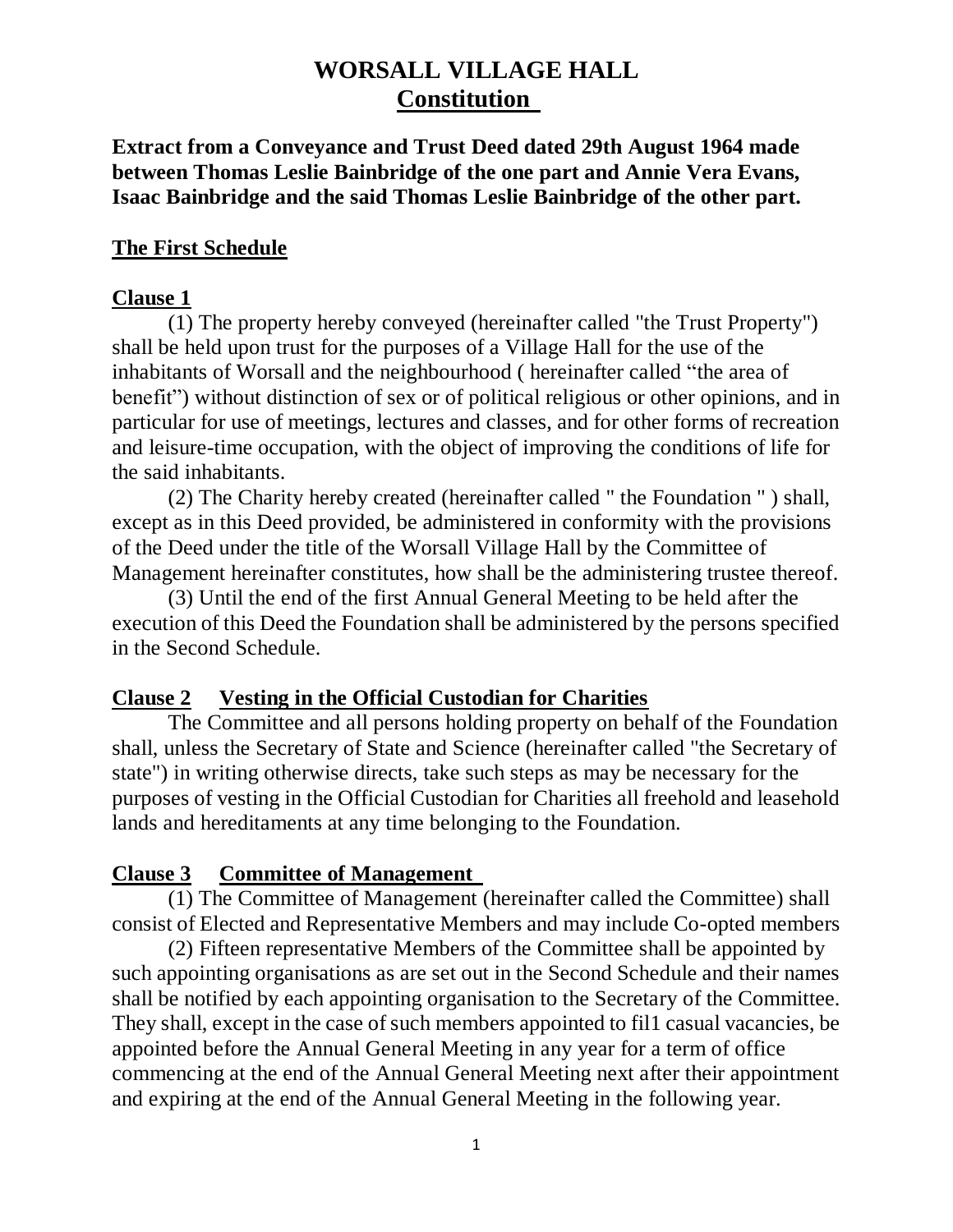# WORSALL VILLAGE HALL
## Constitution

**Extract from a Conveyance and Trust Deed dated 29th August 1964 made between Thomas Leslie Bainbridge of the one part and Annie Vera Evans, Isaac Bainbridge and the said Thomas Leslie Bainbridge of the other part.**

### The First Schedule

### Clause 1

(1) The property hereby conveyed (hereinafter called "the Trust Property") shall be held upon trust for the purposes of a Village Hall for the use of the inhabitants of Worsall and the neighbourhood ( hereinafter called "the area of benefit") without distinction of sex or of political religious or other opinions, and in particular for use of meetings, lectures and classes, and for other forms of recreation and leisure-time occupation, with the object of improving the conditions of life for the said inhabitants.

(2) The Charity hereby created (hereinafter called " the Foundation " ) shall, except as in this Deed provided, be administered in conformity with the provisions of the Deed under the title of the Worsall Village Hall by the Committee of Management hereinafter constitutes, how shall be the administering trustee thereof.

(3) Until the end of the first Annual General Meeting to be held after the execution of this Deed the Foundation shall be administered by the persons specified in the Second Schedule.

### Clause 2 Vesting in the Official Custodian for Charities

The Committee and all persons holding property on behalf of the Foundation shall, unless the Secretary of State and Science (hereinafter called "the Secretary of state") in writing otherwise directs, take such steps as may be necessary for the purposes of vesting in the Official Custodian for Charities all freehold and leasehold lands and hereditaments at any time belonging to the Foundation.

### Clause 3 Committee of Management

(1) The Committee of Management (hereinafter called the Committee) shall consist of Elected and Representative Members and may include Co-opted members

(2) Fifteen representative Members of the Committee shall be appointed by such appointing organisations as are set out in the Second Schedule and their names shall be notified by each appointing organisation to the Secretary of the Committee. They shall, except in the case of such members appointed to fil1 casual vacancies, be appointed before the Annual General Meeting in any year for a term of office commencing at the end of the Annual General Meeting next after their appointment and expiring at the end of the Annual General Meeting in the following year.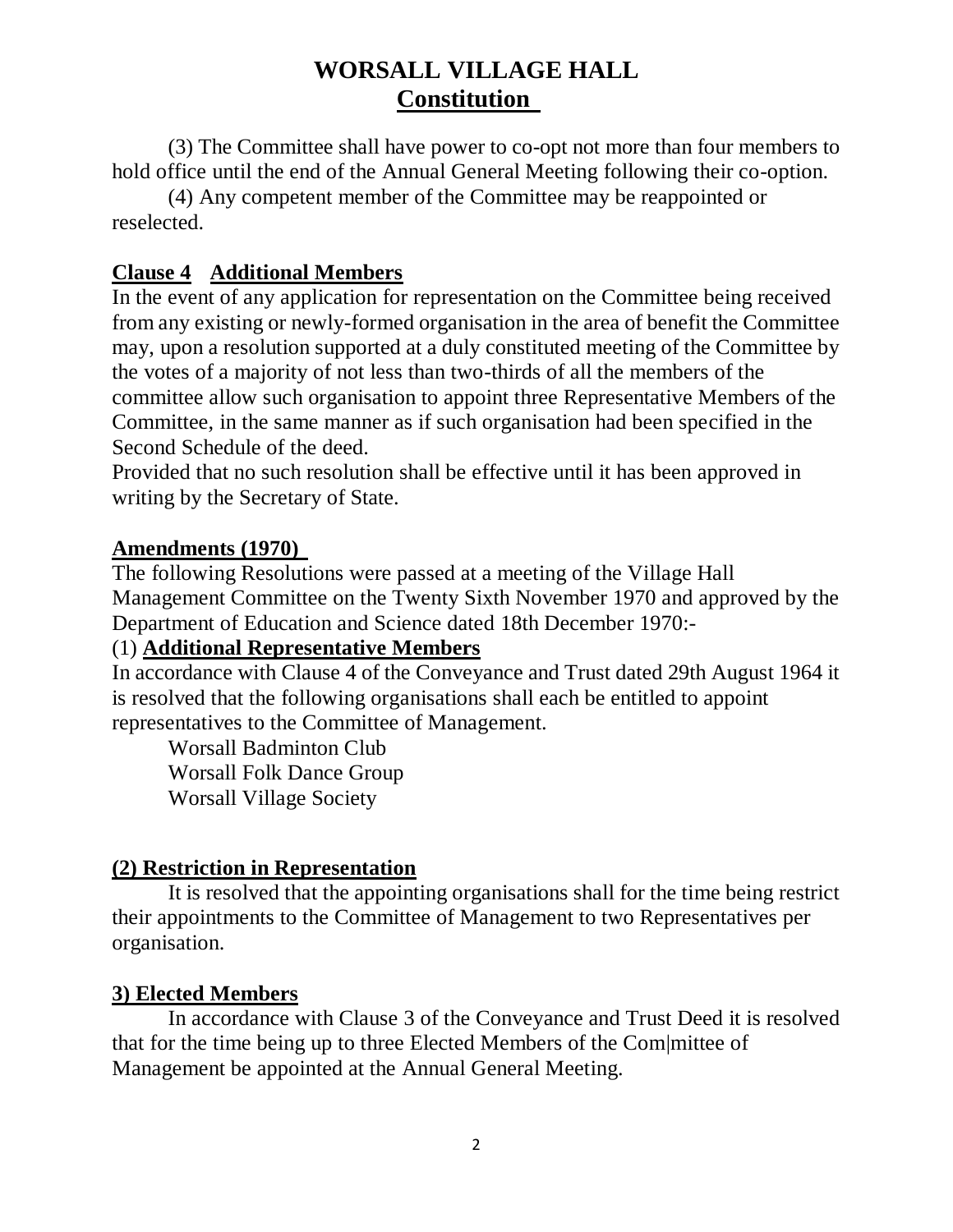# WORSALL VILLAGE HALL
## Constitution

(3) The Committee shall have power to co-opt not more than four members to hold office until the end of the Annual General Meeting following their co-option.

(4) Any competent member of the Committee may be reappointed or reselected.

### Clause 4 Additional Members

In the event of any application for representation on the Committee being received from any existing or newly-formed organisation in the area of benefit the Committee may, upon a resolution supported at a duly constituted meeting of the Committee by the votes of a majority of not less than two-thirds of all the members of the committee allow such organisation to appoint three Representative Members of the Committee, in the same manner as if such organisation had been specified in the Second Schedule of the deed.

Provided that no such resolution shall be effective until it has been approved in writing by the Secretary of State.

### Amendments (1970)

The following Resolutions were passed at a meeting of the Village Hall Management Committee on the Twenty Sixth November 1970 and approved by the Department of Education and Science dated 18th December 1970:-

(1) **Additional Representative Members**

In accordance with Clause 4 of the Conveyance and Trust dated 29th August 1964 it is resolved that the following organisations shall each be entitled to appoint representatives to the Committee of Management.

Worsall Badminton Club
Worsall Folk Dance Group
Worsall Village Society

**(2) Restriction in Representation**

It is resolved that the appointing organisations shall for the time being restrict their appointments to the Committee of Management to two Representatives per organisation.

**3) Elected Members**

In accordance with Clause 3 of the Conveyance and Trust Deed it is resolved that for the time being up to three Elected Members of the Com|mittee of Management be appointed at the Annual General Meeting.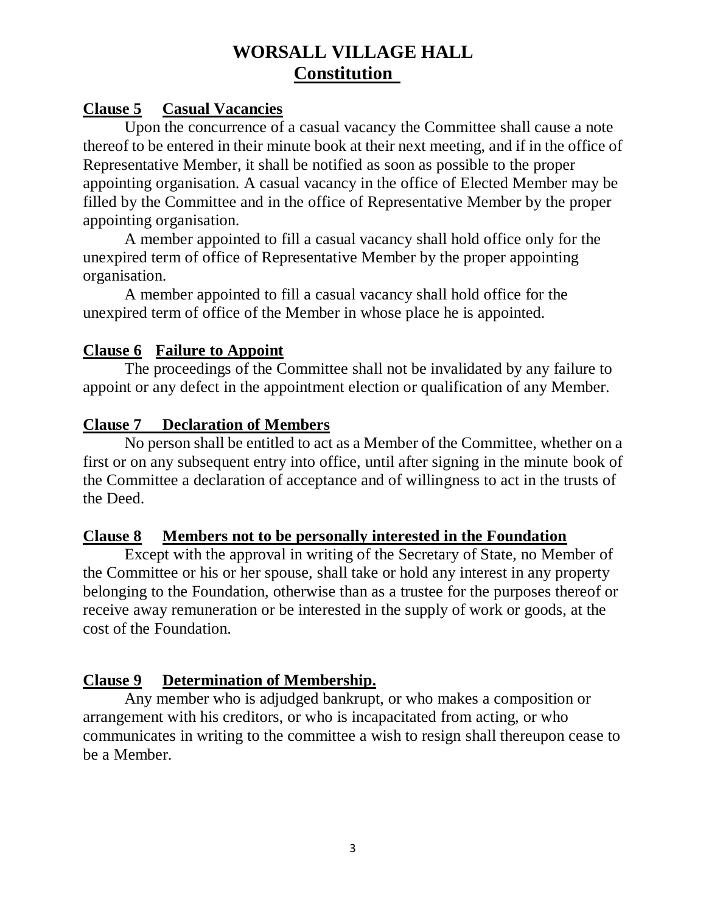# WORSALL VILLAGE HALL
## Constitution

**Clause 5 Casual Vacancies**

Upon the concurrence of a casual vacancy the Committee shall cause a note thereof to be entered in their minute book at their next meeting, and if in the office of Representative Member, it shall be notified as soon as possible to the proper appointing organisation. A casual vacancy in the office of Elected Member may be filled by the Committee and in the office of Representative Member by the proper appointing organisation.

A member appointed to fill a casual vacancy shall hold office only for the unexpired term of office of Representative Member by the proper appointing organisation.

A member appointed to fill a casual vacancy shall hold office for the unexpired term of office of the Member in whose place he is appointed.

**Clause 6 Failure to Appoint**

The proceedings of the Committee shall not be invalidated by any failure to appoint or any defect in the appointment election or qualification of any Member.

**Clause 7 Declaration of Members**

No person shall be entitled to act as a Member of the Committee, whether on a first or on any subsequent entry into office, until after signing in the minute book of the Committee a declaration of acceptance and of willingness to act in the trusts of the Deed.

**Clause 8 Members not to be personally interested in the Foundation**

Except with the approval in writing of the Secretary of State, no Member of the Committee or his or her spouse, shall take or hold any interest in any property belonging to the Foundation, otherwise than as a trustee for the purposes thereof or receive away remuneration or be interested in the supply of work or goods, at the cost of the Foundation.

**Clause 9 Determination of Membership.**

Any member who is adjudged bankrupt, or who makes a composition or arrangement with his creditors, or who is incapacitated from acting, or who communicates in writing to the committee a wish to resign shall thereupon cease to be a Member.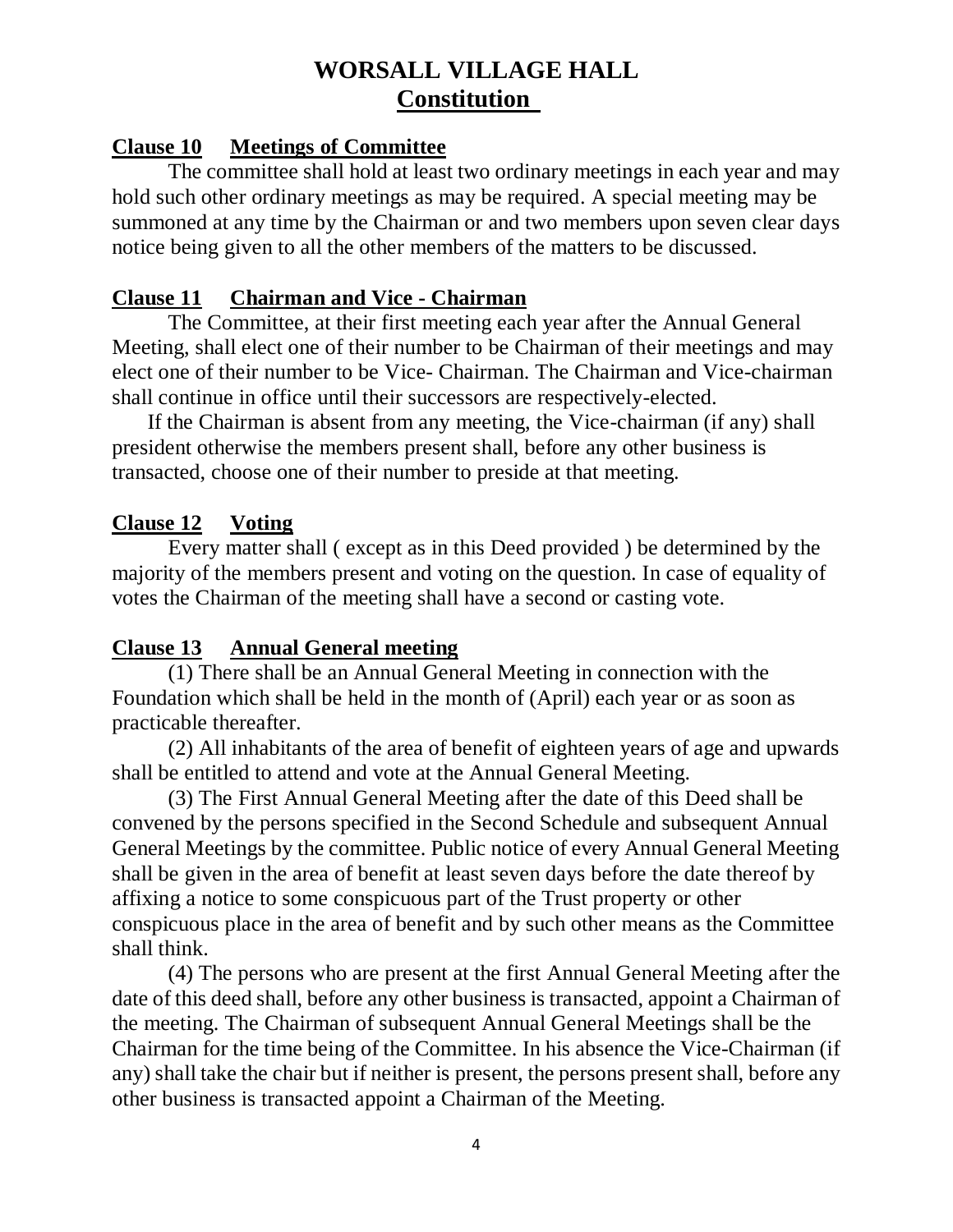# WORSALL VILLAGE HALL
## Constitution

### Clause 10 Meetings of Committee

The committee shall hold at least two ordinary meetings in each year and may hold such other ordinary meetings as may be required. A special meeting may be summoned at any time by the Chairman or and two members upon seven clear days notice being given to all the other members of the matters to be discussed.

### Clause 11 Chairman and Vice - Chairman

The Committee, at their first meeting each year after the Annual General Meeting, shall elect one of their number to be Chairman of their meetings and may elect one of their number to be Vice- Chairman. The Chairman and Vice-chairman shall continue in office until their successors are respectively-elected.

If the Chairman is absent from any meeting, the Vice-chairman (if any) shall president otherwise the members present shall, before any other business is transacted, choose one of their number to preside at that meeting.

### Clause 12 Voting

Every matter shall ( except as in this Deed provided ) be determined by the majority of the members present and voting on the question. In case of equality of votes the Chairman of the meeting shall have a second or casting vote.

### Clause 13 Annual General meeting

(1) There shall be an Annual General Meeting in connection with the Foundation which shall be held in the month of (April) each year or as soon as practicable thereafter.

(2) All inhabitants of the area of benefit of eighteen years of age and upwards shall be entitled to attend and vote at the Annual General Meeting.

(3) The First Annual General Meeting after the date of this Deed shall be convened by the persons specified in the Second Schedule and subsequent Annual General Meetings by the committee. Public notice of every Annual General Meeting shall be given in the area of benefit at least seven days before the date thereof by affixing a notice to some conspicuous part of the Trust property or other conspicuous place in the area of benefit and by such other means as the Committee shall think.

(4) The persons who are present at the first Annual General Meeting after the date of this deed shall, before any other business is transacted, appoint a Chairman of the meeting. The Chairman of subsequent Annual General Meetings shall be the Chairman for the time being of the Committee. In his absence the Vice-Chairman (if any) shall take the chair but if neither is present, the persons present shall, before any other business is transacted appoint a Chairman of the Meeting.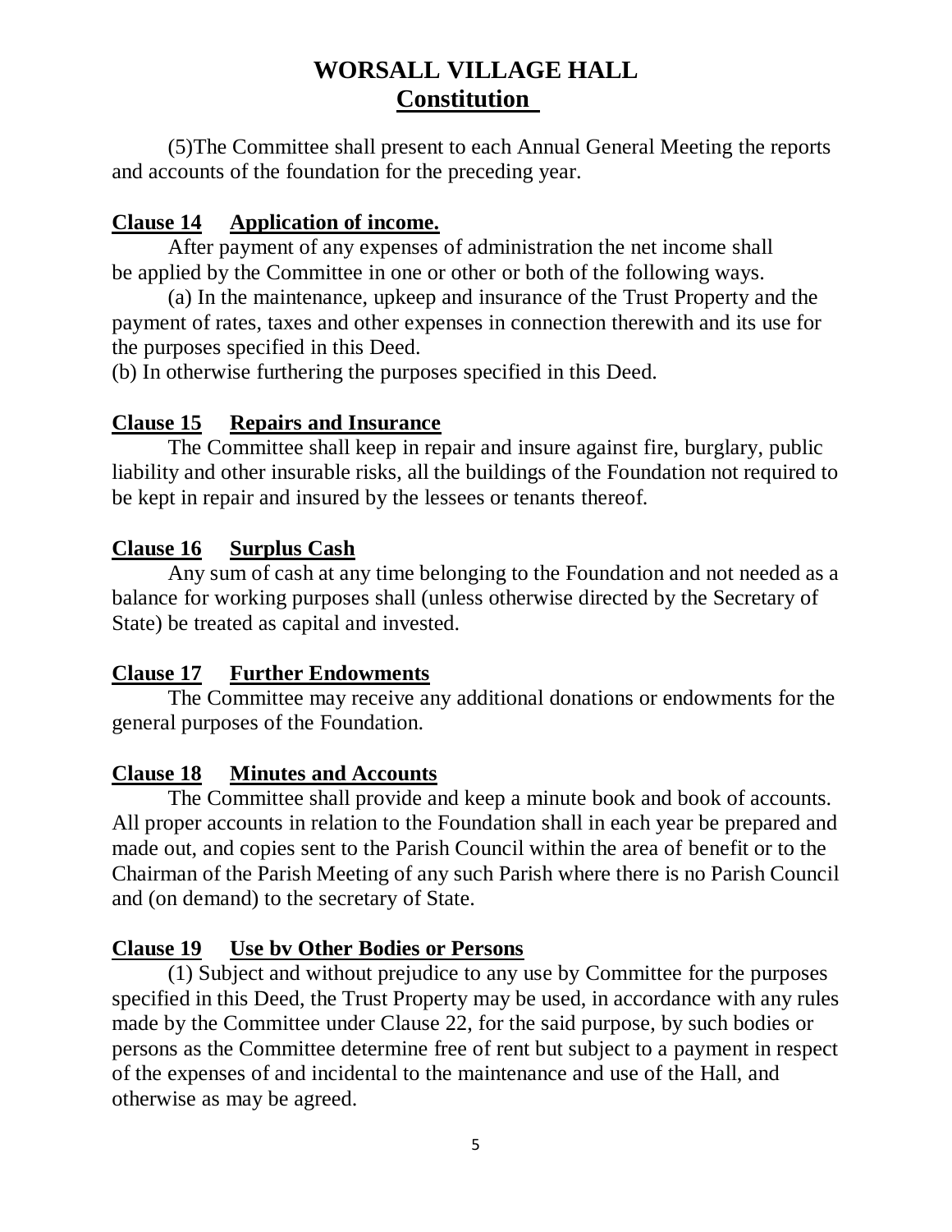# WORSALL VILLAGE HALL

## Constitution

(5)The Committee shall present to each Annual General Meeting the reports and accounts of the foundation for the preceding year.

### Clause 14 Application of income.

After payment of any expenses of administration the net income shall be applied by the Committee in one or other or both of the following ways.

(a) In the maintenance, upkeep and insurance of the Trust Property and the payment of rates, taxes and other expenses in connection therewith and its use for the purposes specified in this Deed.

(b) In otherwise furthering the purposes specified in this Deed.

### Clause 15 Repairs and Insurance

The Committee shall keep in repair and insure against fire, burglary, public liability and other insurable risks, all the buildings of the Foundation not required to be kept in repair and insured by the lessees or tenants thereof.

### Clause 16 Surplus Cash

Any sum of cash at any time belonging to the Foundation and not needed as a balance for working purposes shall (unless otherwise directed by the Secretary of State) be treated as capital and invested.

### Clause 17 Further Endowments

The Committee may receive any additional donations or endowments for the general purposes of the Foundation.

### Clause 18 Minutes and Accounts

The Committee shall provide and keep a minute book and book of accounts. All proper accounts in relation to the Foundation shall in each year be prepared and made out, and copies sent to the Parish Council within the area of benefit or to the Chairman of the Parish Meeting of any such Parish where there is no Parish Council and (on demand) to the secretary of State.

### Clause 19 Use bv Other Bodies or Persons

(1) Subject and without prejudice to any use by Committee for the purposes specified in this Deed, the Trust Property may be used, in accordance with any rules made by the Committee under Clause 22, for the said purpose, by such bodies or persons as the Committee determine free of rent but subject to a payment in respect of the expenses of and incidental to the maintenance and use of the Hall, and otherwise as may be agreed.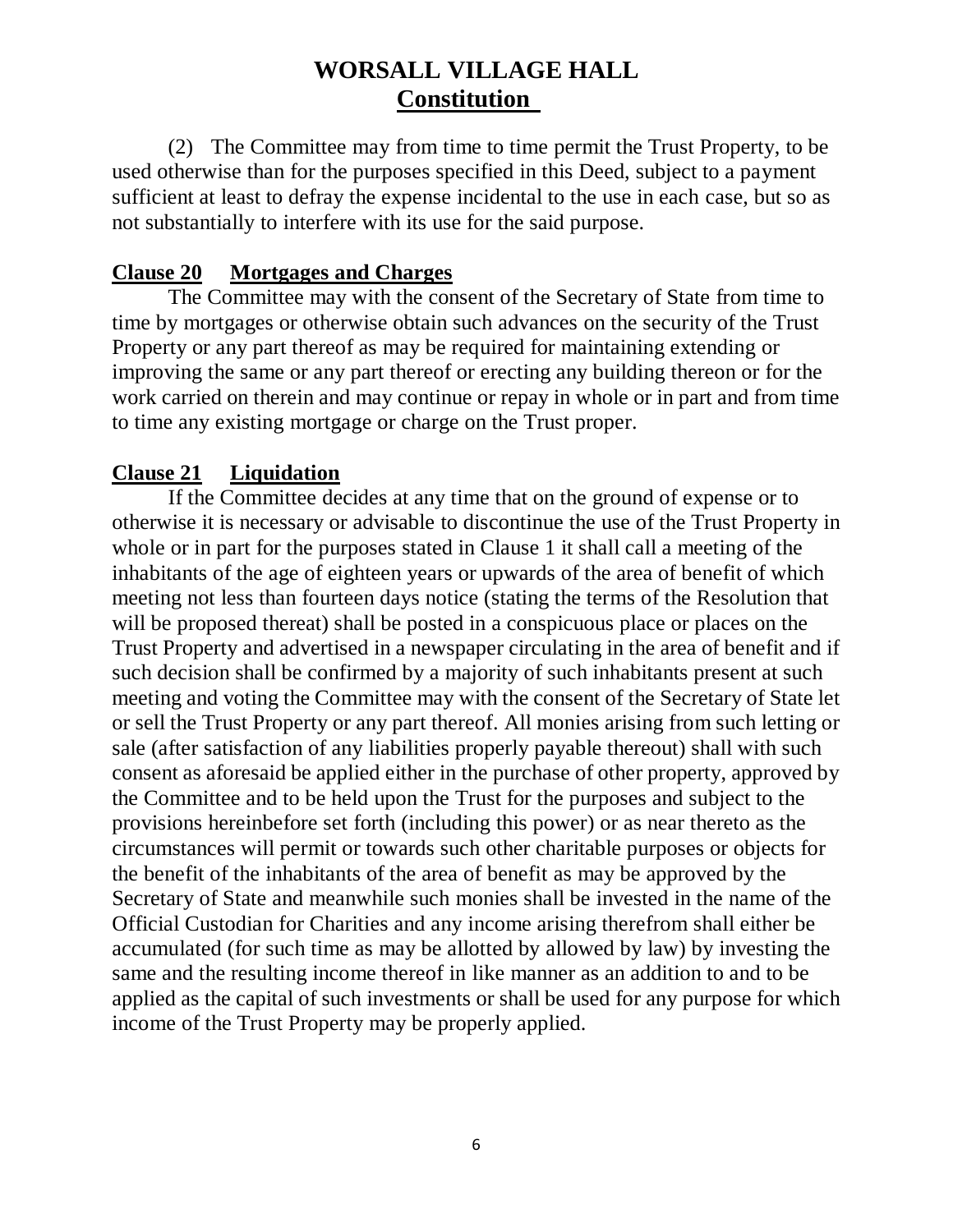# WORSALL VILLAGE HALL
## Constitution

(2) The Committee may from time to time permit the Trust Property, to be used otherwise than for the purposes specified in this Deed, subject to a payment sufficient at least to defray the expense incidental to the use in each case, but so as not substantially to interfere with its use for the said purpose.

### Clause 20 Mortgages and Charges

The Committee may with the consent of the Secretary of State from time to time by mortgages or otherwise obtain such advances on the security of the Trust Property or any part thereof as may be required for maintaining extending or improving the same or any part thereof or erecting any building thereon or for the work carried on therein and may continue or repay in whole or in part and from time to time any existing mortgage or charge on the Trust proper.

### Clause 21 Liquidation

If the Committee decides at any time that on the ground of expense or to otherwise it is necessary or advisable to discontinue the use of the Trust Property in whole or in part for the purposes stated in Clause 1 it shall call a meeting of the inhabitants of the age of eighteen years or upwards of the area of benefit of which meeting not less than fourteen days notice (stating the terms of the Resolution that will be proposed thereat) shall be posted in a conspicuous place or places on the Trust Property and advertised in a newspaper circulating in the area of benefit and if such decision shall be confirmed by a majority of such inhabitants present at such meeting and voting the Committee may with the consent of the Secretary of State let or sell the Trust Property or any part thereof. All monies arising from such letting or sale (after satisfaction of any liabilities properly payable thereout) shall with such consent as aforesaid be applied either in the purchase of other property, approved by the Committee and to be held upon the Trust for the purposes and subject to the provisions hereinbefore set forth (including this power) or as near thereto as the circumstances will permit or towards such other charitable purposes or objects for the benefit of the inhabitants of the area of benefit as may be approved by the Secretary of State and meanwhile such monies shall be invested in the name of the Official Custodian for Charities and any income arising therefrom shall either be accumulated (for such time as may be allotted by allowed by law) by investing the same and the resulting income thereof in like manner as an addition to and to be applied as the capital of such investments or shall be used for any purpose for which income of the Trust Property may be properly applied.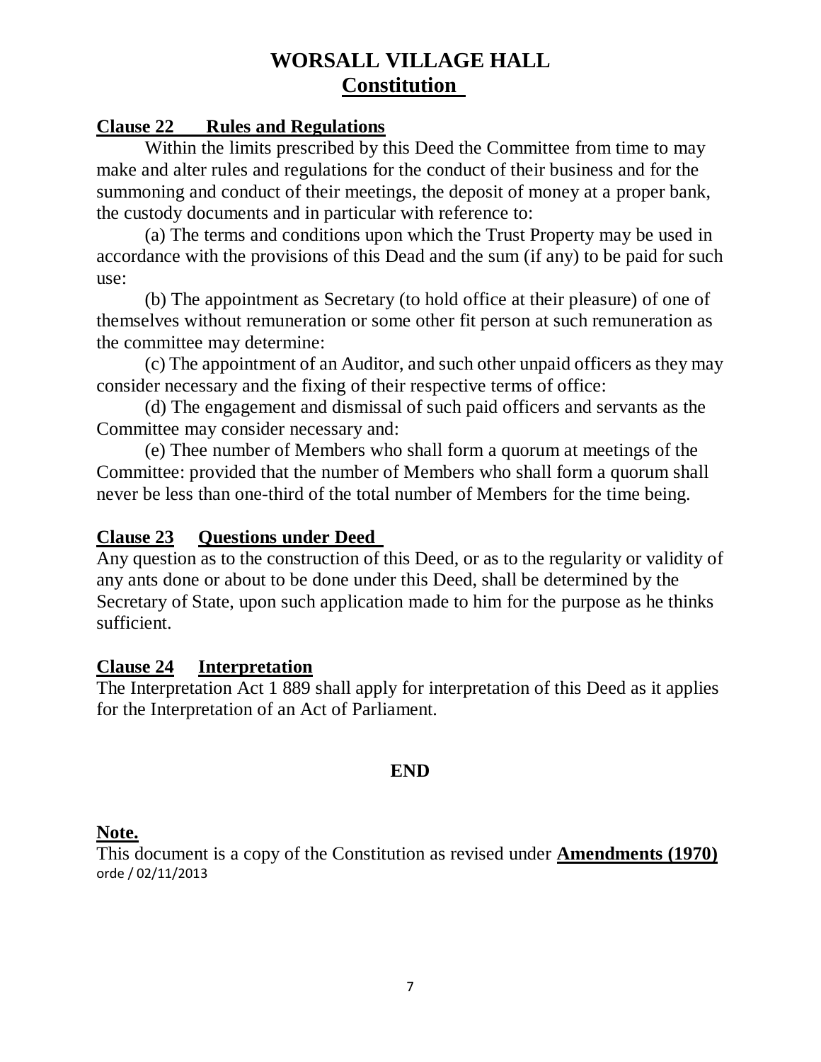# WORSALL VILLAGE HALL
## Constitution

### Clause 22 Rules and Regulations

Within the limits prescribed by this Deed the Committee from time to may make and alter rules and regulations for the conduct of their business and for the summoning and conduct of their meetings, the deposit of money at a proper bank, the custody documents and in particular with reference to:

(a) The terms and conditions upon which the Trust Property may be used in accordance with the provisions of this Dead and the sum (if any) to be paid for such use:

(b) The appointment as Secretary (to hold office at their pleasure) of one of themselves without remuneration or some other fit person at such remuneration as the committee may determine:

(c) The appointment of an Auditor, and such other unpaid officers as they may consider necessary and the fixing of their respective terms of office:

(d) The engagement and dismissal of such paid officers and servants as the Committee may consider necessary and:

(e) Thee number of Members who shall form a quorum at meetings of the Committee: provided that the number of Members who shall form a quorum shall never be less than one-third of the total number of Members for the time being.

### Clause 23 Questions under Deed

Any question as to the construction of this Deed, or as to the regularity or validity of any ants done or about to be done under this Deed, shall be determined by the Secretary of State, upon such application made to him for the purpose as he thinks sufficient.

### Clause 24 Interpretation

The Interpretation Act 1 889 shall apply for interpretation of this Deed as it applies for the Interpretation of an Act of Parliament.

**END**

**Note.**

This document is a copy of the Constitution as revised under **Amendments (1970)**
orde / 02/11/2013